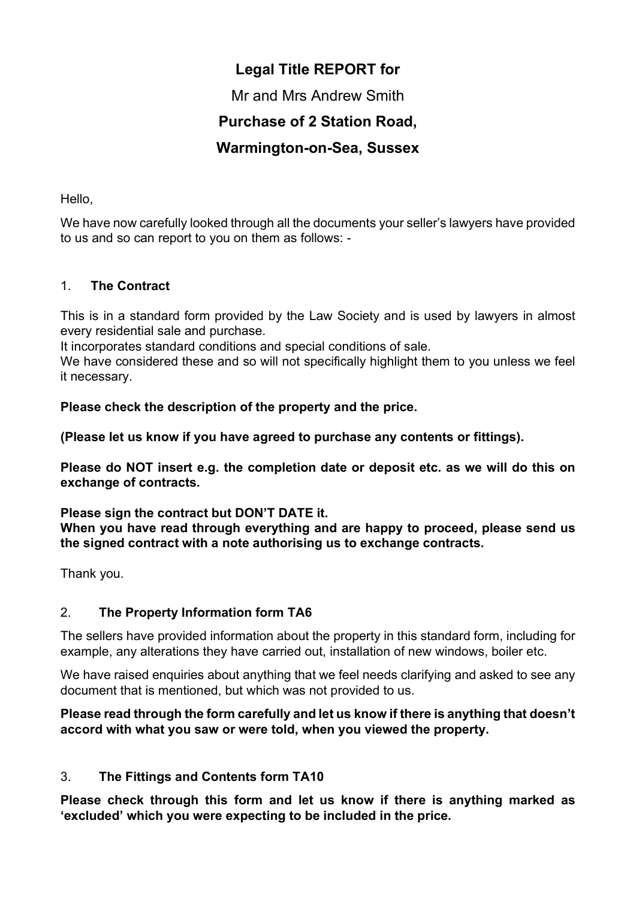# Legal Title REPORT for

Mr and Mrs Andrew Smith

**Purchase of 2 Station Road,**

**Warmington-on-Sea, Sussex**

Hello,

We have now carefully looked through all the documents your seller's lawyers have provided to us and so can report to you on them as follows: -

## 1. The Contract

This is in a standard form provided by the Law Society and is used by lawyers in almost every residential sale and purchase.

It incorporates standard conditions and special conditions of sale.

We have considered these and so will not specifically highlight them to you unless we feel it necessary.

**Please check the description of the property and the price.**

**(Please let us know if you have agreed to purchase any contents or fittings).**

**Please do NOT insert e.g. the completion date or deposit etc. as we will do this on exchange of contracts.**

**Please sign the contract but DON'T DATE it.**
**When you have read through everything and are happy to proceed, please send us the signed contract with a note authorising us to exchange contracts.**

Thank you.

## 2. The Property Information form TA6

The sellers have provided information about the property in this standard form, including for example, any alterations they have carried out, installation of new windows, boiler etc.

We have raised enquiries about anything that we feel needs clarifying and asked to see any document that is mentioned, but which was not provided to us.

**Please read through the form carefully and let us know if there is anything that doesn't accord with what you saw or were told, when you viewed the property.**

## 3. The Fittings and Contents form TA10

**Please check through this form and let us know if there is anything marked as 'excluded' which you were expecting to be included in the price.**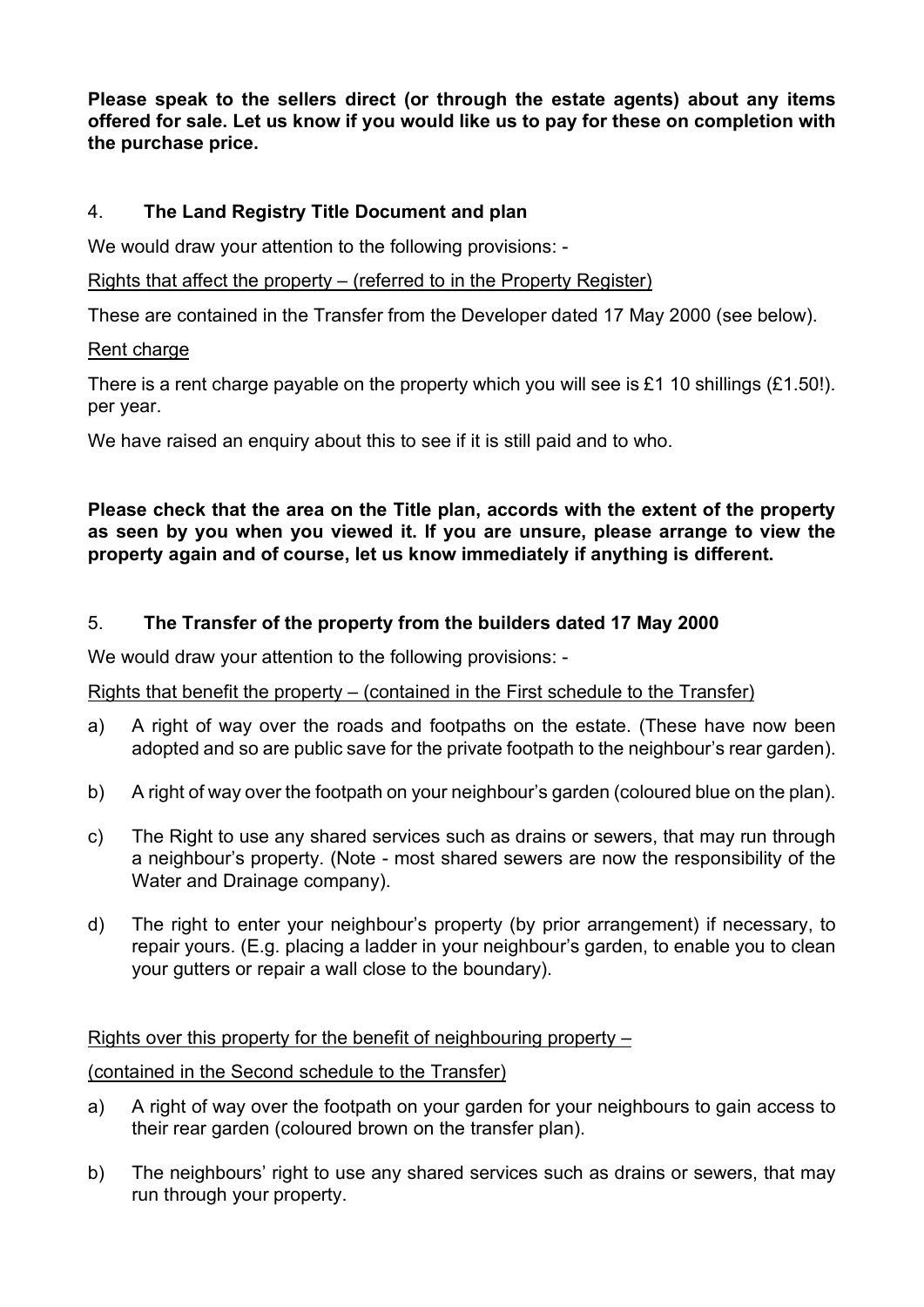**Please speak to the sellers direct (or through the estate agents) about any items offered for sale. Let us know if you would like us to pay for these on completion with the purchase price.**

## 4. **The Land Registry Title Document and plan**

We would draw your attention to the following provisions: -

<u>Rights that affect the property – (referred to in the Property Register)</u>

These are contained in the Transfer from the Developer dated 17 May 2000 (see below).

<u>Rent charge</u>

There is a rent charge payable on the property which you will see is £1 10 shillings (£1.50!). per year.

We have raised an enquiry about this to see if it is still paid and to who.

**Please check that the area on the Title plan, accords with the extent of the property as seen by you when you viewed it. If you are unsure, please arrange to view the property again and of course, let us know immediately if anything is different.**

## 5. **The Transfer of the property from the builders dated 17 May 2000**

We would draw your attention to the following provisions: -

<u>Rights that benefit the property – (contained in the First schedule to the Transfer)</u>

a) A right of way over the roads and footpaths on the estate. (These have now been adopted and so are public save for the private footpath to the neighbour's rear garden).

b) A right of way over the footpath on your neighbour's garden (coloured blue on the plan).

c) The Right to use any shared services such as drains or sewers, that may run through a neighbour's property. (Note - most shared sewers are now the responsibility of the Water and Drainage company).

d) The right to enter your neighbour's property (by prior arrangement) if necessary, to repair yours. (E.g. placing a ladder in your neighbour's garden, to enable you to clean your gutters or repair a wall close to the boundary).

<u>Rights over this property for the benefit of neighbouring property –</u>

<u>(contained in the Second schedule to the Transfer)</u>

a) A right of way over the footpath on your garden for your neighbours to gain access to their rear garden (coloured brown on the transfer plan).

b) The neighbours' right to use any shared services such as drains or sewers, that may run through your property.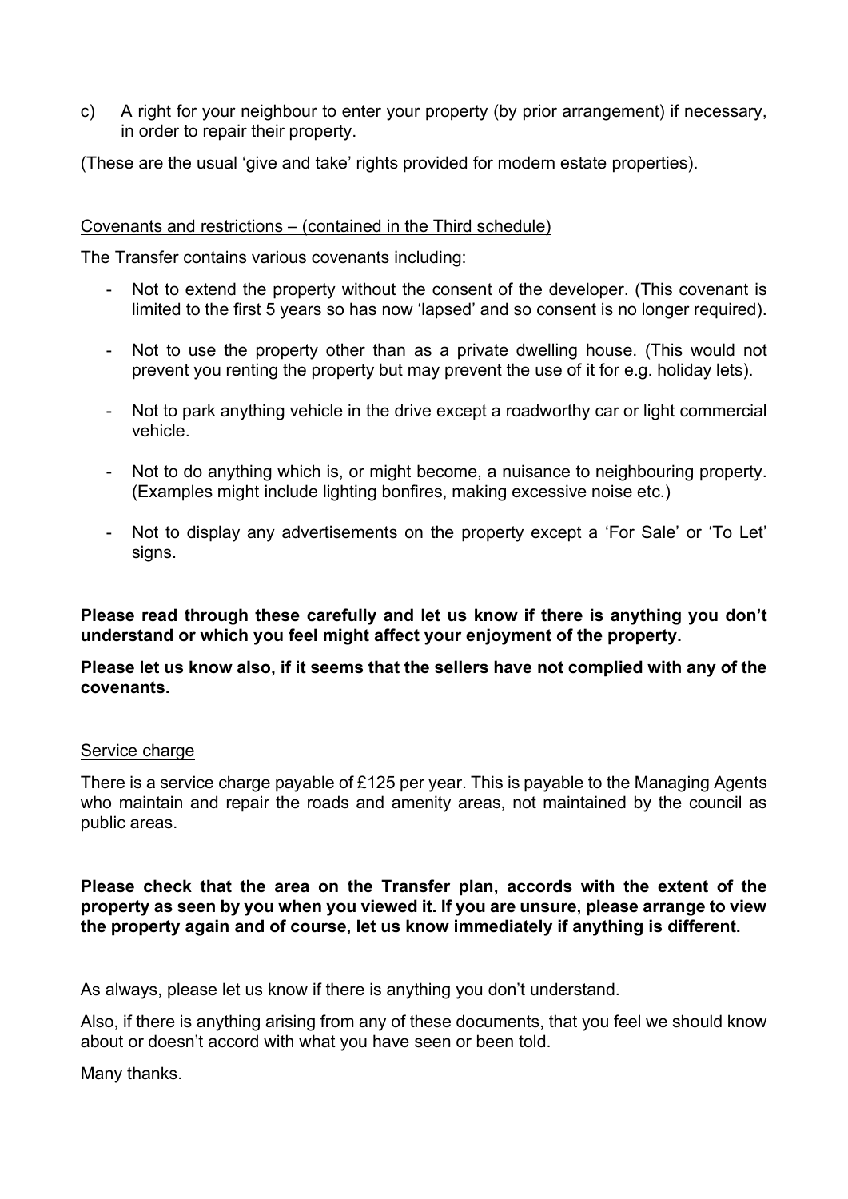c) A right for your neighbour to enter your property (by prior arrangement) if necessary, in order to repair their property.

(These are the usual 'give and take' rights provided for modern estate properties).

<u>Covenants and restrictions – (contained in the Third schedule)</u>

The Transfer contains various covenants including:

- Not to extend the property without the consent of the developer. (This covenant is limited to the first 5 years so has now 'lapsed' and so consent is no longer required).
- Not to use the property other than as a private dwelling house. (This would not prevent you renting the property but may prevent the use of it for e.g. holiday lets).
- Not to park anything vehicle in the drive except a roadworthy car or light commercial vehicle.
- Not to do anything which is, or might become, a nuisance to neighbouring property. (Examples might include lighting bonfires, making excessive noise etc.)
- Not to display any advertisements on the property except a 'For Sale' or 'To Let' signs.

**Please read through these carefully and let us know if there is anything you don't understand or which you feel might affect your enjoyment of the property.**

**Please let us know also, if it seems that the sellers have not complied with any of the covenants.**

<u>Service charge</u>

There is a service charge payable of £125 per year. This is payable to the Managing Agents who maintain and repair the roads and amenity areas, not maintained by the council as public areas.

**Please check that the area on the Transfer plan, accords with the extent of the property as seen by you when you viewed it. If you are unsure, please arrange to view the property again and of course, let us know immediately if anything is different.**

As always, please let us know if there is anything you don't understand.

Also, if there is anything arising from any of these documents, that you feel we should know about or doesn't accord with what you have seen or been told.

Many thanks.